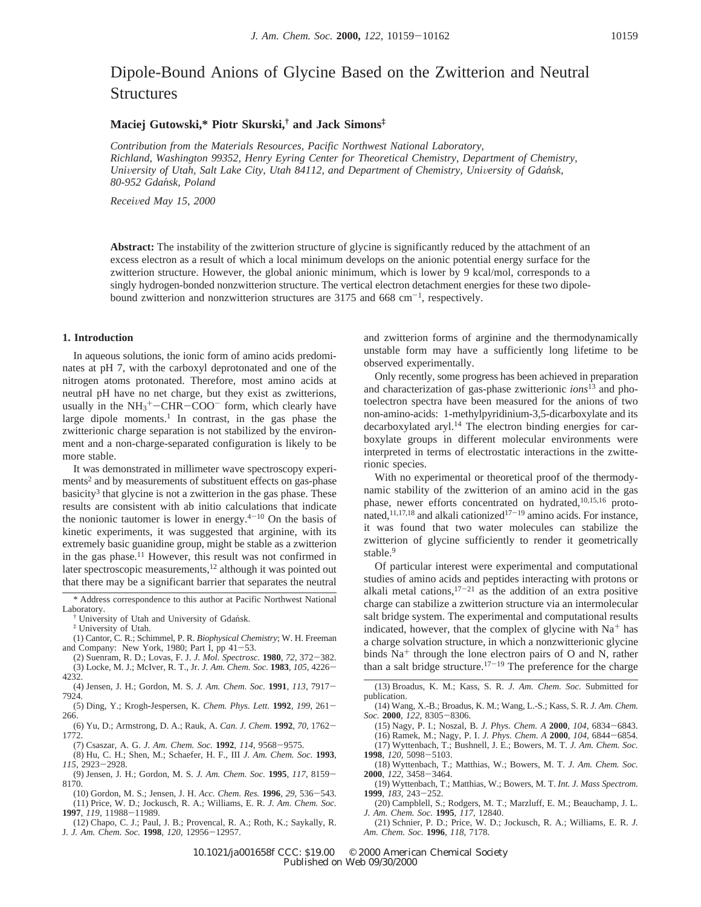# Dipole-Bound Anions of Glycine Based on the Zwitterion and Neutral Structures

**Maciej Gutowski,\* Piotr Skurski,† and Jack Simons‡**

*Contribution from the Materials Resources, Pacific Northwest National Laboratory, Richland, Washington 99352, Henry Eyring Center for Theoretical Chemistry, Department of Chemistry, University of Utah, Salt Lake City, Utah 84112, and Department of Chemistry, University of Gdańsk, 80-952 Gdańsk, Poland*

*Received May 15, 2000*

**Abstract:** The instability of the zwitterion structure of glycine is significantly reduced by the attachment of an excess electron as a result of which a local minimum develops on the anionic potential energy surface for the zwitterion structure. However, the global anionic minimum, which is lower by 9 kcal/mol, corresponds to a singly hydrogen-bonded nonzwitterion structure. The vertical electron detachment energies for these two dipole-bound zwitterion and nonzwitterion structures are 3175 and 668 $cm^{-1}$, respectively.

## 1. Introduction

In aqueous solutions, the ionic form of amino acids predominates at pH 7, with the carboxyl deprotonated and one of the nitrogen atoms protonated. Therefore, most amino acids at neutral pH have no net charge, but they exist as zwitterions, usually in the $NH_3^+-CHR-COO^-$ form, which clearly have large dipole moments.[1] In contrast, in the gas phase the zwitterionic charge separation is not stabilized by the environment and a non-charge-separated configuration is likely to be more stable.

It was demonstrated in millimeter wave spectroscopy experiments[2] and by measurements of substituent effects on gas-phase basicity[3] that glycine is not a zwitterion in the gas phase. These results are consistent with ab initio calculations that indicate the nonionic tautomer is lower in energy.[4−10] On the basis of kinetic experiments, it was suggested that arginine, with its extremely basic guanidine group, might be stable as a zwitterion in the gas phase.[11] However, this result was not confirmed in later spectroscopic measurements,[12] although it was pointed out that there may be a significant barrier that separates the neutral and zwitterion forms of arginine and the thermodynamically unstable form may have a sufficiently long lifetime to be observed experimentally.

Only recently, some progress has been achieved in preparation and characterization of gas-phase zwitterionic *ions*[13] and photoelectron spectra have been measured for the anions of two non-amino-acids: 1-methylpyridinium-3,5-dicarboxylate and its decarboxylated aryl.[14] The electron binding energies for carboxylate groups in different molecular environments were interpreted in terms of electrostatic interactions in the zwitterionic species.

With no experimental or theoretical proof of the thermodynamic stability of the zwitterion of an amino acid in the gas phase, newer efforts concentrated on hydrated,[10,15,16] protonated,[11,17,18] and alkali cationized[17−19] amino acids. For instance, it was found that two water molecules can stabilize the zwitterion of glycine sufficiently to render it geometrically stable.[9]

Of particular interest were experimental and computational studies of amino acids and peptides interacting with protons or alkali metal cations,[17−21] as the addition of an extra positive charge can stabilize a zwitterion structure via an intermolecular salt bridge system. The experimental and computational results indicated, however, that the complex of glycine with $Na^+$ has a charge solvation structure, in which a nonzwitterionic glycine binds $Na^+$ through the lone electron pairs of O and N, rather than a salt bridge structure.[17−19] The preference for the charge

\* Address correspondence to this author at Pacific Northwest National Laboratory.

† University of Utah and University of Gdańsk.

‡ University of Utah.

(1) Cantor, C. R.; Schimmel, P. R. *Biophysical Chemistry*; W. H. Freeman and Company: New York, 1980; Part I, pp 41−53.

(2) Suenram, R. D.; Lovas, F. J. *J. Mol. Spectrosc.* **1980**, *72*, 372−382.

(3) Locke, M. J.; McIver, R. T., Jr. *J. Am. Chem. Soc.* **1983**, *105*, 4226−4232.

(4) Jensen, J. H.; Gordon, M. S. *J. Am. Chem. Soc.* **1991**, *113*, 7917−7924.

(5) Ding, Y.; Krogh-Jespersen, K. *Chem. Phys. Lett.* **1992**, *199*, 261−266.

(6) Yu, D.; Armstrong, D. A.; Rauk, A. *Can. J. Chem.* **1992**, *70*, 1762−1772.

(7) Csaszar, A. G. *J. Am. Chem. Soc.* **1992**, *114*, 9568−9575.

(8) Hu, C. H.; Shen, M.; Schaefer, H. F., III *J. Am. Chem. Soc.* **1993**, *115*, 2923−2928.

(9) Jensen, J. H.; Gordon, M. S. *J. Am. Chem. Soc.* **1995**, *117*, 8159−8170.

(10) Gordon, M. S.; Jensen, J. H. *Acc. Chem. Res.* **1996**, *29*, 536−543.

(11) Price, W. D.; Jockusch, R. A.; Williams, E. R. *J. Am. Chem. Soc.* **1997**, *119*, 11988−11989.

(12) Chapo, C. J.; Paul, J. B.; Provencal, R. A.; Roth, K.; Saykally, R. J. *J. Am. Chem. Soc.* **1998**, *120*, 12956−12957.

(13) Broadus, K. M.; Kass, S. R. *J. Am. Chem. Soc.* Submitted for publication.

(14) Wang, X.-B.; Broadus, K. M.; Wang, L.-S.; Kass, S. R. *J. Am. Chem. Soc.* **2000**, *122*, 8305−8306.

(15) Nagy, P. I.; Noszal, B. *J. Phys. Chem. A* **2000**, *104*, 6834−6843.

(16) Ramek, M.; Nagy, P. I. *J. Phys. Chem. A* **2000**, *104*, 6844−6854.

(17) Wyttenbach, T.; Bushnell, J. E.; Bowers, M. T. *J. Am. Chem. Soc.* **1998**, *120*, 5098−5103.

(18) Wyttenbach, T.; Matthias, W.; Bowers, M. T. *J. Am. Chem. Soc.* **2000**, *122*, 3458−3464.

(19) Wyttenbach, T.; Matthias, W.; Bowers, M. T. *Int. J. Mass Spectrom.* **1999**, *183*, 243−252.

(20) Campblell, S.; Rodgers, M. T.; Marzluff, E. M.; Beauchamp, J. L. *J. Am. Chem. Soc.* **1995**, *117*, 12840.

(21) Schnier, P. D.; Price, W. D.; Jockusch, R. A.; Williams, E. R. *J. Am. Chem. Soc.* **1996**, *118*, 7178.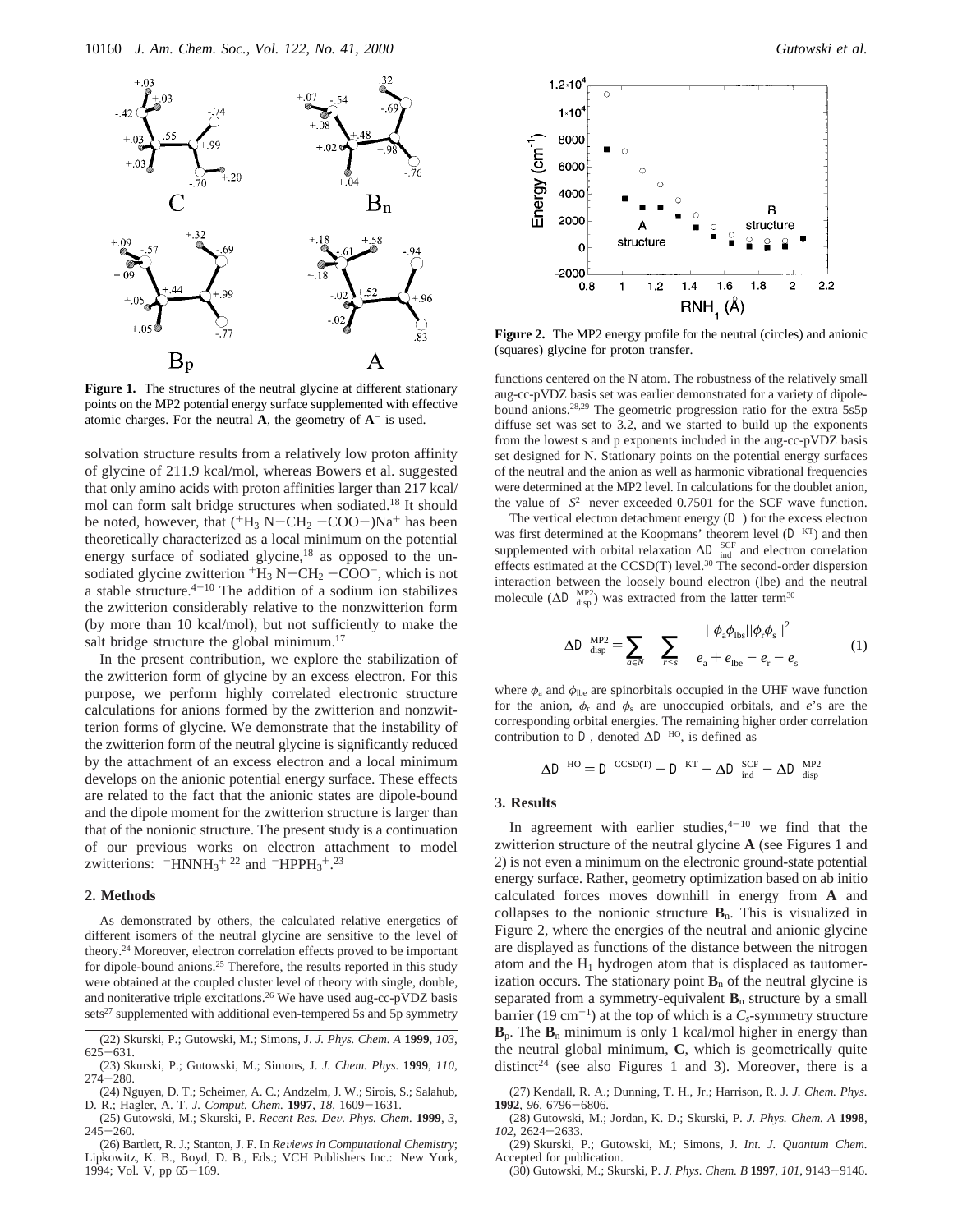**Figure 1.** The structures of the neutral glycine at different stationary points on the MP2 potential energy surface supplemented with effective atomic charges. For the neutral **A**, the geometry of **A**$^-$ is used.

solvation structure results from a relatively low proton affinity of glycine of 211.9 kcal/mol, whereas Bowers et al. suggested that only amino acids with proton affinities larger than 217 kcal/mol can form salt bridge structures when sodiated.[18] It should be noted, however, that ($^+H_3$ N$-$CH$_2$ $-$COO$-$)Na$^+$ has been theoretically characterized as a local minimum on the potential energy surface of sodiated glycine,[18] as opposed to the unsodiated glycine zwitterion $^+H_3$ N$-$CH$_2$ $-$COO$^-$, which is not a stable structure.[4-10] The addition of a sodium ion stabilizes the zwitterion considerably relative to the nonzwitterion form (by more than 10 kcal/mol), but not sufficiently to make the salt bridge structure the global minimum.[17]

In the present contribution, we explore the stabilization of the zwitterion form of glycine by an excess electron. For this purpose, we perform highly correlated electronic structure calculations for anions formed by the zwitterion and nonzwitterion forms of glycine. We demonstrate that the instability of the zwitterion form of the neutral glycine is significantly reduced by the attachment of an excess electron and a local minimum develops on the anionic potential energy surface. These effects are related to the fact that the anionic states are dipole-bound and the dipole moment for the zwitterion structure is larger than that of the nonionic structure. The present study is a continuation of our previous works on electron attachment to model zwitterions: $^-$HNNH$_3^+$ [22] and $^-$HPPH$_3^+$.[23]

## 2. Methods

As demonstrated by others, the calculated relative energetics of different isomers of the neutral glycine are sensitive to the level of theory.[24] Moreover, electron correlation effects proved to be important for dipole-bound anions.[25] Therefore, the results reported in this study were obtained at the coupled cluster level of theory with single, double, and noniterative triple excitations.[26] We have used aug-cc-pVDZ basis sets[27] supplemented with additional even-tempered 5s and 5p symmetry functions centered on the N atom. The robustness of the relatively small aug-cc-pVDZ basis set was earlier demonstrated for a variety of dipole-bound anions.[28,29] The geometric progression ratio for the extra 5s5p diffuse set was set to 3.2, and we started to build up the exponents from the lowest s and p exponents included in the aug-cc-pVDZ basis set designed for N. Stationary points on the potential energy surfaces of the neutral and the anion as well as harmonic vibrational frequencies were determined at the MP2 level. In calculations for the doublet anion, the value of $\langle S^2 \rangle$ never exceeded 0.7501 for the SCF wave function.

The vertical electron detachment energy ($D$) for the excess electron was first determined at the Koopmans' theorem level ($D^{KT}$) and then supplemented with orbital relaxation $\Delta D^{SCF}_{ind}$ and electron correlation effects estimated at the CCSD(T) level.[30] The second-order dispersion interaction between the loosely bound electron (lbe) and the neutral molecule ($\Delta D^{MP2}_{disp}$) was extracted from the latter term[30]

$$\Delta D^{MP2}_{disp} = \sum_{a \in N} \sum_{r<s} \frac{|\langle \phi_a \phi_{lbs} | \phi_r \phi_s \rangle|^2}{e_a + e_{lbe} - e_r - e_s} \tag{1}$$

where $\phi_a$ and $\phi_{lbe}$ are spinorbitals occupied in the UHF wave function for the anion, $\phi_r$ and $\phi_s$ are unoccupied orbitals, and $e$'s are the corresponding orbital energies. The remaining higher order correlation contribution to $D$, denoted $\Delta D^{HO}$, is defined as

$$\Delta D^{HO} = D^{CCSD(T)} - D^{KT} - \Delta D^{SCF}_{ind} - \Delta D^{MP2}_{disp}$$

## 3. Results

In agreement with earlier studies,[4-10] we find that the zwitterion structure of the neutral glycine **A** (see Figures 1 and 2) is not even a minimum on the electronic ground-state potential energy surface. Rather, geometry optimization based on ab initio calculated forces moves downhill in energy from **A** and collapses to the nonionic structure **B**$_n$. This is visualized in Figure 2, where the energies of the neutral and anionic glycine are displayed as functions of the distance between the nitrogen atom and the H$_1$ hydrogen atom that is displaced as tautomerization occurs. The stationary point **B**$_n$ of the neutral glycine is separated from a symmetry-equivalent **B**$_n$ structure by a small barrier (19 cm$^{-1}$) at the top of which is a $C_s$-symmetry structure **B**$_p$. The **B**$_n$ minimum is only 1 kcal/mol higher in energy than the neutral global minimum, **C**, which is geometrically quite distinct[24] (see also Figures 1 and 3). Moreover, there is a

**Figure 2.** The MP2 energy profile for the neutral (circles) and anionic (squares) glycine for proton transfer.

(22) Skurski, P.; Gutowski, M.; Simons, J. *J. Phys. Chem. A* **1999**, *103*, 625–631.

(23) Skurski, P.; Gutowski, M.; Simons, J. *J. Chem. Phys.* **1999**, *110*, 274–280.

(24) Nguyen, D. T.; Scheimer, A. C.; Andzelm, J. W.; Sirois, S.; Salahub, D. R.; Hagler, A. T. *J. Comput. Chem.* **1997**, *18*, 1609–1631.

(25) Gutowski, M.; Skurski, P. *Recent Res. Dev. Phys. Chem.* **1999**, *3*, 245–260.

(26) Bartlett, R. J.; Stanton, J. F. In *Reviews in Computational Chemistry*; Lipkowitz, K. B., Boyd, D. B., Eds.; VCH Publishers Inc.: New York, 1994; Vol. V, pp 65–169.

(27) Kendall, R. A.; Dunning, T. H., Jr.; Harrison, R. J. *J. Chem. Phys.* **1992**, *96*, 6796–6806.

(28) Gutowski, M.; Jordan, K. D.; Skurski, P. *J. Phys. Chem. A* **1998**, *102*, 2624–2633.

(29) Skurski, P.; Gutowski, M.; Simons, J. *Int. J. Quantum Chem.* Accepted for publication.

(30) Gutowski, M.; Skurski, P. *J. Phys. Chem. B* **1997**, *101*, 9143–9146.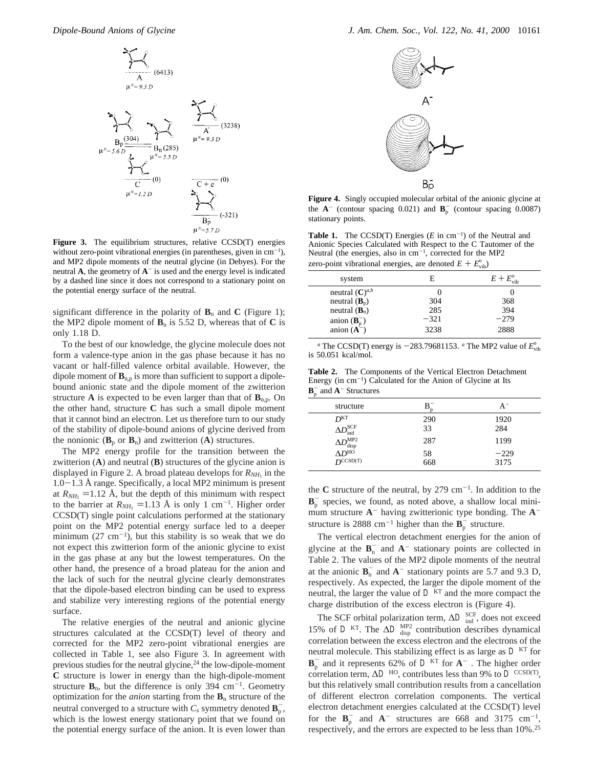**Figure 3.** The equilibrium structures, relative CCSD(T) energies without zero-point vibrational energies (in parentheses, given in $cm^{-1}$), and MP2 dipole moments of the neutral glycine (in Debyes). For the neutral **A**, the geometry of **A**$^-$ is used and the energy level is indicated by a dashed line since it does not correspond to a stationary point on the potential energy surface of the neutral.

significant difference in the polarity of $\mathbf{B}_n$ and **C** (Figure 1); the MP2 dipole moment of $\mathbf{B}_n$ is 5.52 D, whereas that of **C** is only 1.18 D.

To the best of our knowledge, the glycine molecule does not form a valence-type anion in the gas phase because it has no vacant or half-filled valence orbital available. However, the dipole moment of $\mathbf{B}_{n,p}$ is more than sufficient to support a dipole-bound anionic state and the dipole moment of the zwitterion structure **A** is expected to be even larger than that of $\mathbf{B}_{n,p}$. On the other hand, structure **C** has such a small dipole moment that it cannot bind an electron. Let us therefore turn to our study of the stability of dipole-bound anions of glycine derived from the nonionic ($\mathbf{B}_p$ or $\mathbf{B}_n$) and zwitterion (**A**) structures.

The MP2 energy profile for the transition between the zwitterion (**A**) and neutral (**B**) structures of the glycine anion is displayed in Figure 2. A broad plateau develops for $R_{NH_1}$ in the 1.0−1.3 Å range. Specifically, a local MP2 minimum is present at $R_{NH_1}$ = 1.12 Å, but the depth of this minimum with respect to the barrier at $R_{NH_1}$ = 1.13 Å is only 1 $cm^{-1}$. Higher order CCSD(T) single point calculations performed at the stationary point on the MP2 potential energy surface led to a deeper minimum (27 $cm^{-1}$), but this stability is so weak that we do not expect this zwitterion form of the anionic glycine to exist in the gas phase at any but the lowest temperatures. On the other hand, the presence of a broad plateau for the anion and the lack of such for the neutral glycine clearly demonstrates that the dipole-based electron binding can be used to express and stabilize very interesting regions of the potential energy surface.

The relative energies of the neutral and anionic glycine structures calculated at the CCSD(T) level of theory and corrected for the MP2 zero-point vibrational energies are collected in Table 1, see also Figure 3. In agreement with previous studies for the neutral glycine,[24] the low-dipole-moment **C** structure is lower in energy than the high-dipole-moment structure $\mathbf{B}_n$, but the difference is only 394 $cm^{-1}$. Geometry optimization for the *anion* starting from the $\mathbf{B}_n$ structure of the neutral converged to a structure with $C_s$ symmetry denoted $\mathbf{B}_p^-$, which is the lowest energy stationary point that we found on the potential energy surface of the anion. It is even lower than the **C** structure of the neutral, by 279 $cm^{-1}$. In addition to the $\mathbf{B}_p^-$ species, we found, as noted above, a shallow local minimum structure **A**$^-$ having zwitterionic type bonding. The **A**$^-$ structure is 2888 $cm^{-1}$ higher than the $\mathbf{B}_p^-$ structure.

The vertical electron detachment energies for the anion of glycine at the $\mathbf{B}_n^-$ and **A**$^-$ stationary points are collected in Table 2. The values of the MP2 dipole moments of the neutral at the anionic $\mathbf{B}_n^-$ and **A**$^-$ stationary points are 5.7 and 9.3 D, respectively. As expected, the larger the dipole moment of the neutral, the larger the value of $D^{KT}$ and the more compact the charge distribution of the excess electron is (Figure 4).

The SCF orbital polarization term, $\Delta D_{ind}^{SCF}$, does not exceed 15% of $D^{KT}$. The $\Delta D_{disp}^{MP2}$ contribution describes dynamical correlation between the excess electron and the electrons of the neutral molecule. This stabilizing effect is as large as $D^{KT}$ for $\mathbf{B}_p^-$ and it represents 62% of $D^{KT}$ for **A**$^-$. The higher order correlation term, $\Delta D^{HO}$, contributes less than 9% to $D^{CCSD(T)}$, but this relatively small contribution results from a cancellation of different electron correlation components. The vertical electron detachment energies calculated at the CCSD(T) level for the $\mathbf{B}_p^-$ and **A**$^-$ structures are 668 and 3175 $cm^{-1}$, respectively, and the errors are expected to be less than 10%.[25]

**Figure 4.** Singly occupied molecular orbital of the anionic glycine at the **A**$^-$ (contour spacing 0.021) and $\mathbf{B}_p^-$ (contour spacing 0.0087) stationary points.

**Table 1.** The CCSD(T) Energies ($E$ in $cm^{-1}$) of the Neutral and Anionic Species Calculated with Respect to the C Tautomer of the Neutral (the energies, also in $cm^{-1}$, corrected for the MP2 zero-point vibrational energies, are denoted $E + E_{vib}^{o}$)

| system | E | $E + E_{vib}^{o}$ |
|---|---|---|
| neutral (**C**)[a,b] | 0 | 0 |
| neutral ($\mathbf{B}_p$) | 304 | 368 |
| neutral ($\mathbf{B}_n$) | 285 | 394 |
| anion ($\mathbf{B}_p^-$) | −321 | −279 |
| anion (**A**$^-$) | 3238 | 2888 |

[a] The CCSD(T) energy is −283.79681153. [a] The MP2 value of $E_{vib}^{o}$ is 50.051 kcal/mol.

**Table 2.** The Components of the Vertical Electron Detachment Energy (in $cm^{-1}$) Calculated for the Anion of Glycine at Its $\mathbf{B}_p^-$ and **A**$^-$ Structures

| structure | $B_p^-$ | $A^-$ |
|---|---|---|
| $D^{KT}$ | 290 | 1920 |
| $\Delta D_{ind}^{SCF}$ | 33 | 284 |
| $\Delta D_{disp}^{MP2}$ | 287 | 1199 |
| $\Delta D^{HO}$ | 58 | −229 |
| $D^{CCSD(T)}$ | 668 | 3175 |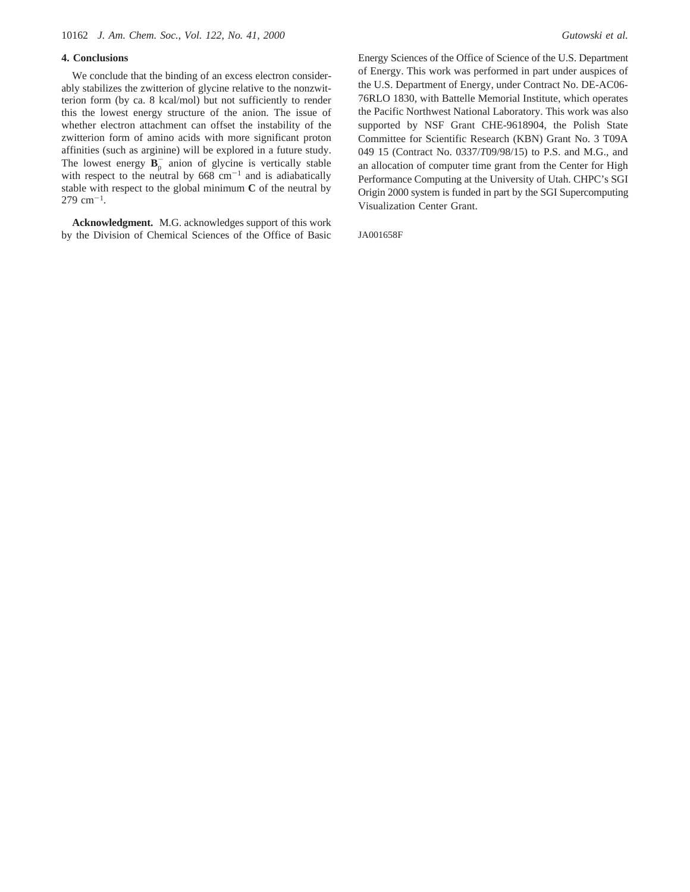## 4. Conclusions

We conclude that the binding of an excess electron considerably stabilizes the zwitterion of glycine relative to the nonzwitterion form (by ca. 8 kcal/mol) but not sufficiently to render this the lowest energy structure of the anion. The issue of whether electron attachment can offset the instability of the zwitterion form of amino acids with more significant proton affinities (such as arginine) will be explored in a future study. The lowest energy $\mathbf{B}_{\mathrm{p}}^{-}$ anion of glycine is vertically stable with respect to the neutral by 668 $cm^{-1}$ and is adiabatically stable with respect to the global minimum **C** of the neutral by 279 $cm^{-1}$.

**Acknowledgment.** M.G. acknowledges support of this work by the Division of Chemical Sciences of the Office of Basic Energy Sciences of the Office of Science of the U.S. Department of Energy. This work was performed in part under auspices of the U.S. Department of Energy, under Contract No. DE-AC06-76RLO 1830, with Battelle Memorial Institute, which operates the Pacific Northwest National Laboratory. This work was also supported by NSF Grant CHE-9618904, the Polish State Committee for Scientific Research (KBN) Grant No. 3 T09A 049 15 (Contract No. 0337/T09/98/15) to P.S. and M.G., and an allocation of computer time grant from the Center for High Performance Computing at the University of Utah. CHPC's SGI Origin 2000 system is funded in part by the SGI Supercomputing Visualization Center Grant.

JA001658F